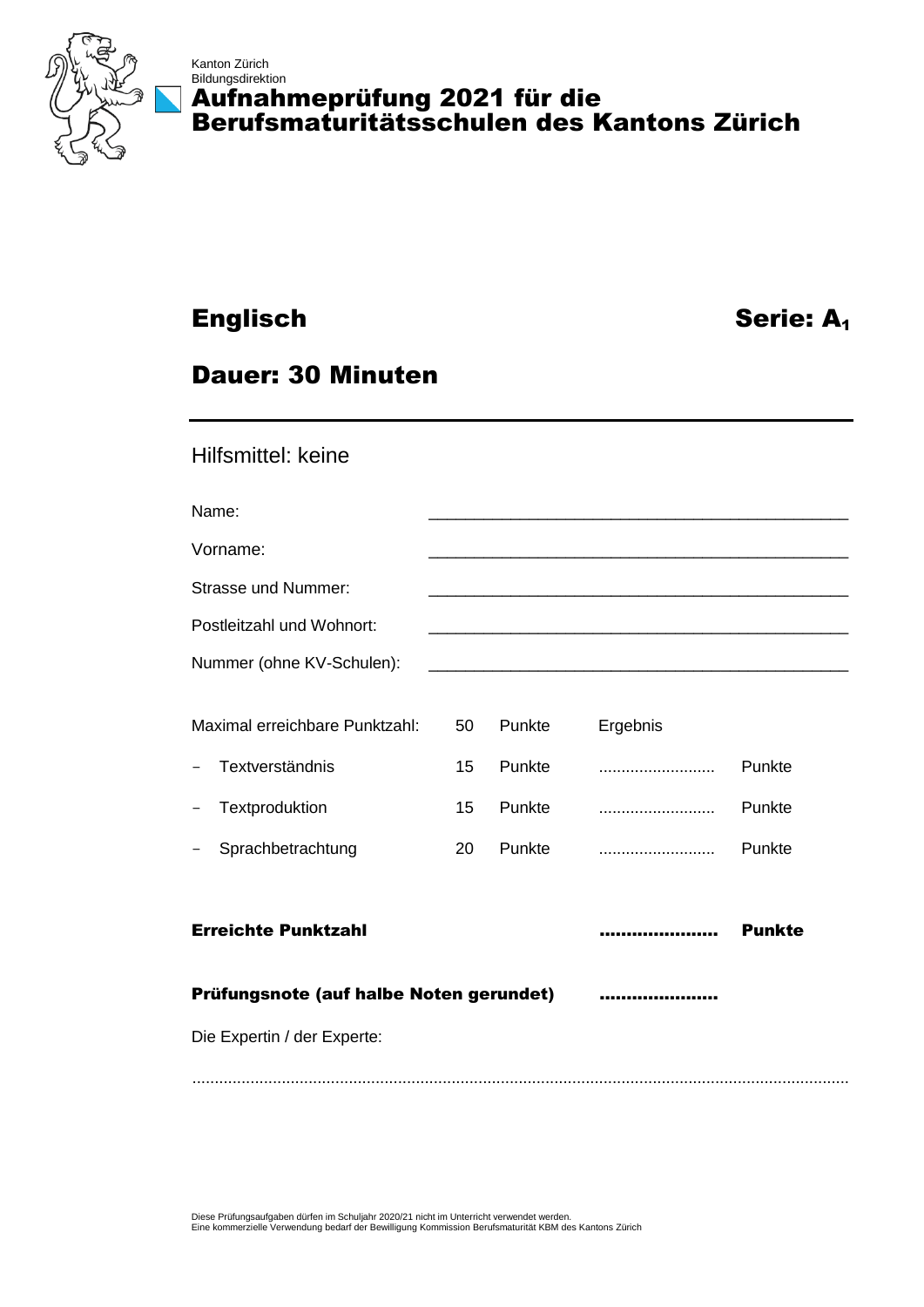Kanton Zürich
Bildungsdirektion

# Aufnahmeprüfung 2021 für die Berufsmaturitätsschulen des Kantons Zürich

## Englisch

**Serie: $A_1$**

## Dauer: 30 Minuten

Hilfsmittel: keine

| | |
|---|---|
| Name: | ______________________________ |
| Vorname: | ______________________________ |
| Strasse und Nummer: | ______________________________ |
| Postleitzahl und Wohnort: | ______________________________ |
| Nummer (ohne KV-Schulen): | ______________________________ |

| | | | | |
|---|---|---|---|---|
| Maximal erreichbare Punktzahl: | 50 | Punkte | Ergebnis | |
| – Textverständnis | 15 | Punkte | .......................... | Punkte |
| – Textproduktion | 15 | Punkte | .......................... | Punkte |
| – Sprachbetrachtung | 20 | Punkte | .......................... | Punkte |

**Erreichte Punktzahl** ..................... **Punkte**

**Prüfungsnote (auf halbe Noten gerundet)** .....................

Die Expertin / der Experte:

..................................................................................................................................................

Diese Prüfungsaufgaben dürfen im Schuljahr 2020/21 nicht im Unterricht verwendet werden.
Eine kommerzielle Verwendung bedarf der Bewilligung Kommission Berufsmaturität KBM des Kantons Zürich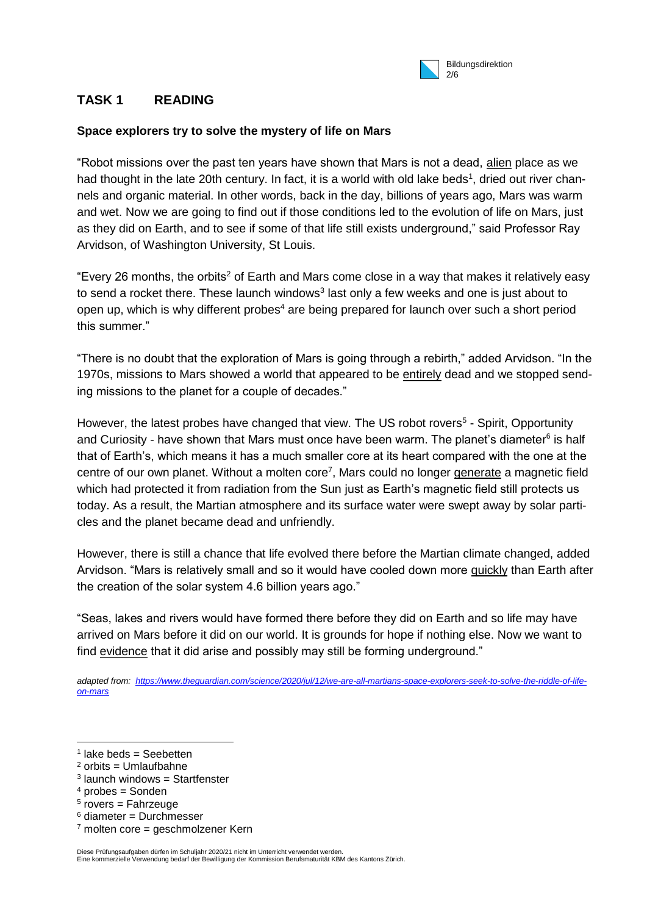## TASK 1 READING

**Space explorers try to solve the mystery of life on Mars**

"Robot missions over the past ten years have shown that Mars is not a dead, <u>alien</u> place as we had thought in the late 20th century. In fact, it is a world with old lake beds[1], dried out river channels and organic material. In other words, back in the day, billions of years ago, Mars was warm and wet. Now we are going to find out if those conditions led to the evolution of life on Mars, just as they did on Earth, and to see if some of that life still exists underground," said Professor Ray Arvidson, of Washington University, St Louis.

"Every 26 months, the orbits[2] of Earth and Mars come close in a way that makes it relatively easy to send a rocket there. These launch windows[3] last only a few weeks and one is just about to open up, which is why different probes[4] are being prepared for launch over such a short period this summer."

"There is no doubt that the exploration of Mars is going through a rebirth," added Arvidson. "In the 1970s, missions to Mars showed a world that appeared to be <u>entirely</u> dead and we stopped sending missions to the planet for a couple of decades."

However, the latest probes have changed that view. The US robot rovers[5] - Spirit, Opportunity and Curiosity - have shown that Mars must once have been warm. The planet's diameter[6] is half that of Earth's, which means it has a much smaller core at its heart compared with the one at the centre of our own planet. Without a molten core[7], Mars could no longer <u>generate</u> a magnetic field which had protected it from radiation from the Sun just as Earth's magnetic field still protects us today. As a result, the Martian atmosphere and its surface water were swept away by solar particles and the planet became dead and unfriendly.

However, there is still a chance that life evolved there before the Martian climate changed, added Arvidson. "Mars is relatively small and so it would have cooled down more <u>quickly</u> than Earth after the creation of the solar system 4.6 billion years ago."

"Seas, lakes and rivers would have formed there before they did on Earth and so life may have arrived on Mars before it did on our world. It is grounds for hope if nothing else. Now we want to find <u>evidence</u> that it did arise and possibly may still be forming underground."

*adapted from: [https://www.theguardian.com/science/2020/jul/12/we-are-all-martians-space-explorers-seek-to-solve-the-riddle-of-life-on-mars](https://www.theguardian.com/science/2020/jul/12/we-are-all-martians-space-explorers-seek-to-solve-the-riddle-of-life-on-mars)*

---

[1] lake beds = Seebetten
[2] orbits = Umlaufbahne
[3] launch windows = Startfenster
[4] probes = Sonden
[5] rovers = Fahrzeuge
[6] diameter = Durchmesser
[7] molten core = geschmolzener Kern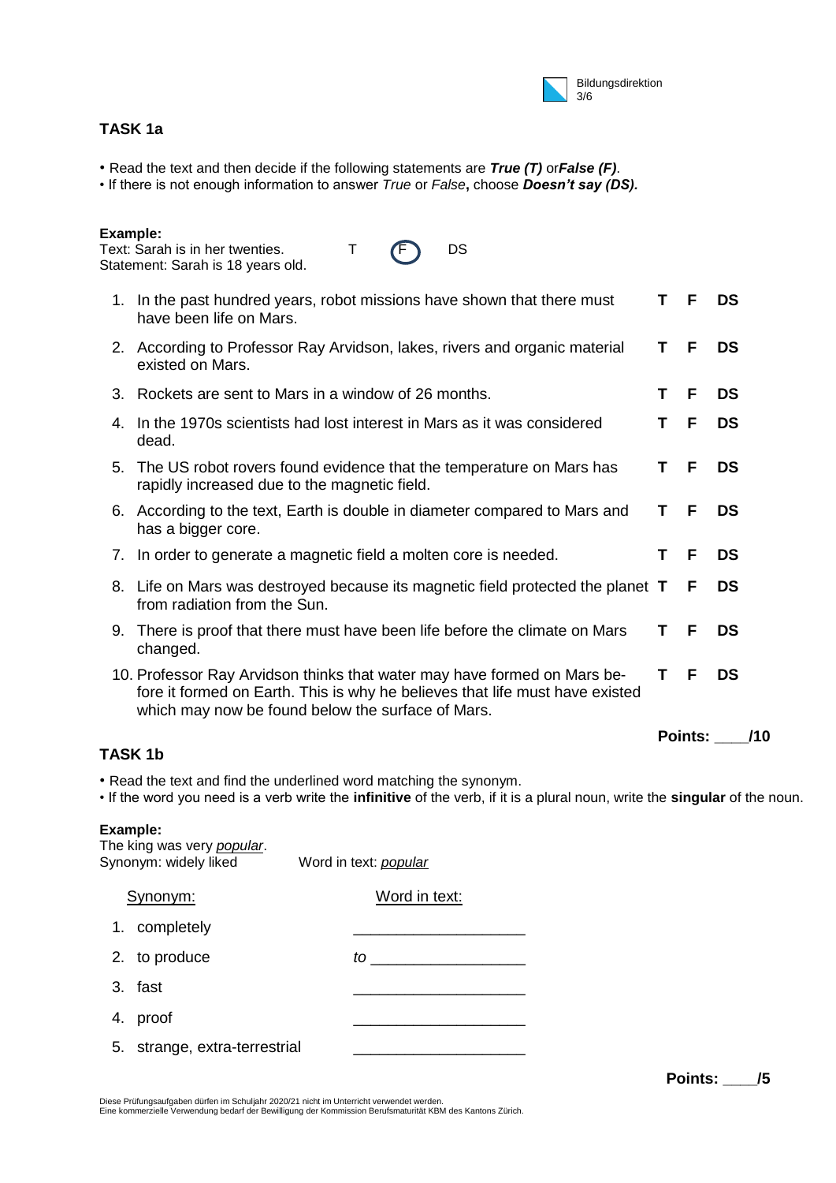## TASK 1a

- Read the text and then decide if the following statements are ***True (T)*** or***False (F)***.
- If there is not enough information to answer *True* or *False*, choose ***Doesn't say (DS).***

**Example:**
Text: Sarah is in her twenties.
Statement: Sarah is 18 years old.  T  (F)  DS

| | Statement | | | |
|---|---|---|---|---|
| 1. | In the past hundred years, robot missions have shown that there must have been life on Mars. | **T** | **F** | **DS** |
| 2. | According to Professor Ray Arvidson, lakes, rivers and organic material existed on Mars. | **T** | **F** | **DS** |
| 3. | Rockets are sent to Mars in a window of 26 months. | **T** | **F** | **DS** |
| 4. | In the 1970s scientists had lost interest in Mars as it was considered dead. | **T** | **F** | **DS** |
| 5. | The US robot rovers found evidence that the temperature on Mars has rapidly increased due to the magnetic field. | **T** | **F** | **DS** |
| 6. | According to the text, Earth is double in diameter compared to Mars and has a bigger core. | **T** | **F** | **DS** |
| 7. | In order to generate a magnetic field a molten core is needed. | **T** | **F** | **DS** |
| 8. | Life on Mars was destroyed because its magnetic field protected the planet from radiation from the Sun. | **T** | **F** | **DS** |
| 9. | There is proof that there must have been life before the climate on Mars changed. | **T** | **F** | **DS** |
| 10. | Professor Ray Arvidson thinks that water may have formed on Mars before it formed on Earth. This is why he believes that life must have existed which may now be found below the surface of Mars. | **T** | **F** | **DS** |

**Points: ____/10**

## TASK 1b

- Read the text and find the underlined word matching the synonym.
- If the word you need is a verb write the **infinitive** of the verb, if it is a plural noun, write the **singular** of the noun.

**Example:**
The king was very *popular*.
Synonym: widely liked  Word in text: *popular*

| Synonym: | Word in text: |
|---|---|
| 1. completely | ____________________ |
| 2. to produce | *to* __________________ |
| 3. fast | ____________________ |
| 4. proof | ____________________ |
| 5. strange, extra-terrestrial | ____________________ |

**Points: ____/5**

Diese Prüfungsaufgaben dürfen im Schuljahr 2020/21 nicht im Unterricht verwendet werden.
Eine kommerzielle Verwendung bedarf der Bewilligung der Kommission Berufsmaturität KBM des Kantons Zürich.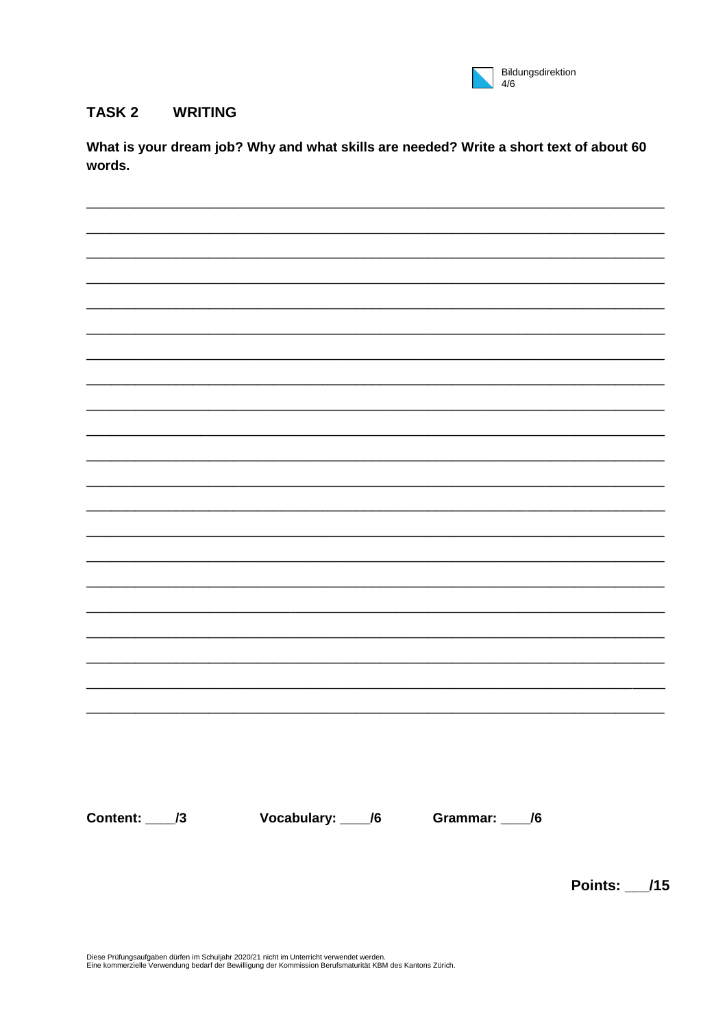## TASK 2 WRITING

**What is your dream job? Why and what skills are needed? Write a short text of about 60 words.**

______________________________________________________________________________

______________________________________________________________________________

______________________________________________________________________________

______________________________________________________________________________

______________________________________________________________________________

______________________________________________________________________________

______________________________________________________________________________

______________________________________________________________________________

______________________________________________________________________________

______________________________________________________________________________

______________________________________________________________________________

______________________________________________________________________________

______________________________________________________________________________

______________________________________________________________________________

______________________________________________________________________________

______________________________________________________________________________

______________________________________________________________________________

______________________________________________________________________________

______________________________________________________________________________

______________________________________________________________________________

______________________________________________________________________________

**Content: ____/3** **Vocabulary: ____/6** **Grammar: ____/6**

**Points: ___/15**

Diese Prüfungsaufgaben dürfen im Schuljahr 2020/21 nicht im Unterricht verwendet werden.
Eine kommerzielle Verwendung bedarf der Bewilligung der Kommission Berufsmaturität KBM des Kantons Zürich.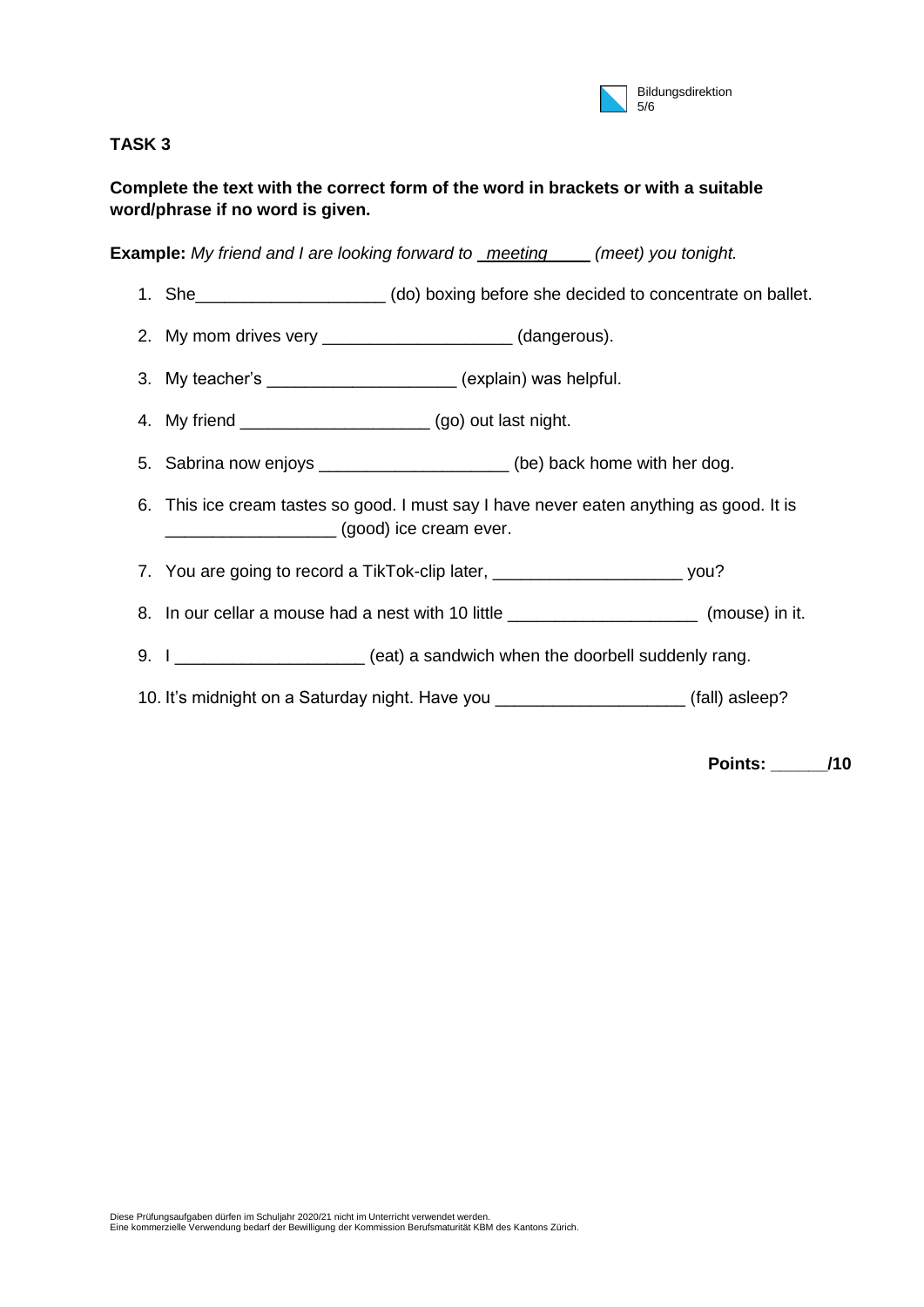## TASK 3

**Complete the text with the correct form of the word in brackets or with a suitable word/phrase if no word is given.**

**Example:** *My friend and I are looking forward to* _meeting_ *(meet) you tonight.*

1. She____________________ (do) boxing before she decided to concentrate on ballet.
2. My mom drives very ____________________ (dangerous).
3. My teacher's ____________________ (explain) was helpful.
4. My friend ____________________ (go) out last night.
5. Sabrina now enjoys ____________________ (be) back home with her dog.
6. This ice cream tastes so good. I must say I have never eaten anything as good. It is __________________ (good) ice cream ever.
7. You are going to record a TikTok-clip later, ____________________ you?
8. In our cellar a mouse had a nest with 10 little ____________________ (mouse) in it.
9. I ____________________ (eat) a sandwich when the doorbell suddenly rang.
10. It's midnight on a Saturday night. Have you ____________________ (fall) asleep?

**Points: ______/10**

Diese Prüfungsaufgaben dürfen im Schuljahr 2020/21 nicht im Unterricht verwendet werden.
Eine kommerzielle Verwendung bedarf der Bewilligung der Kommission Berufsmaturität KBM des Kantons Zürich.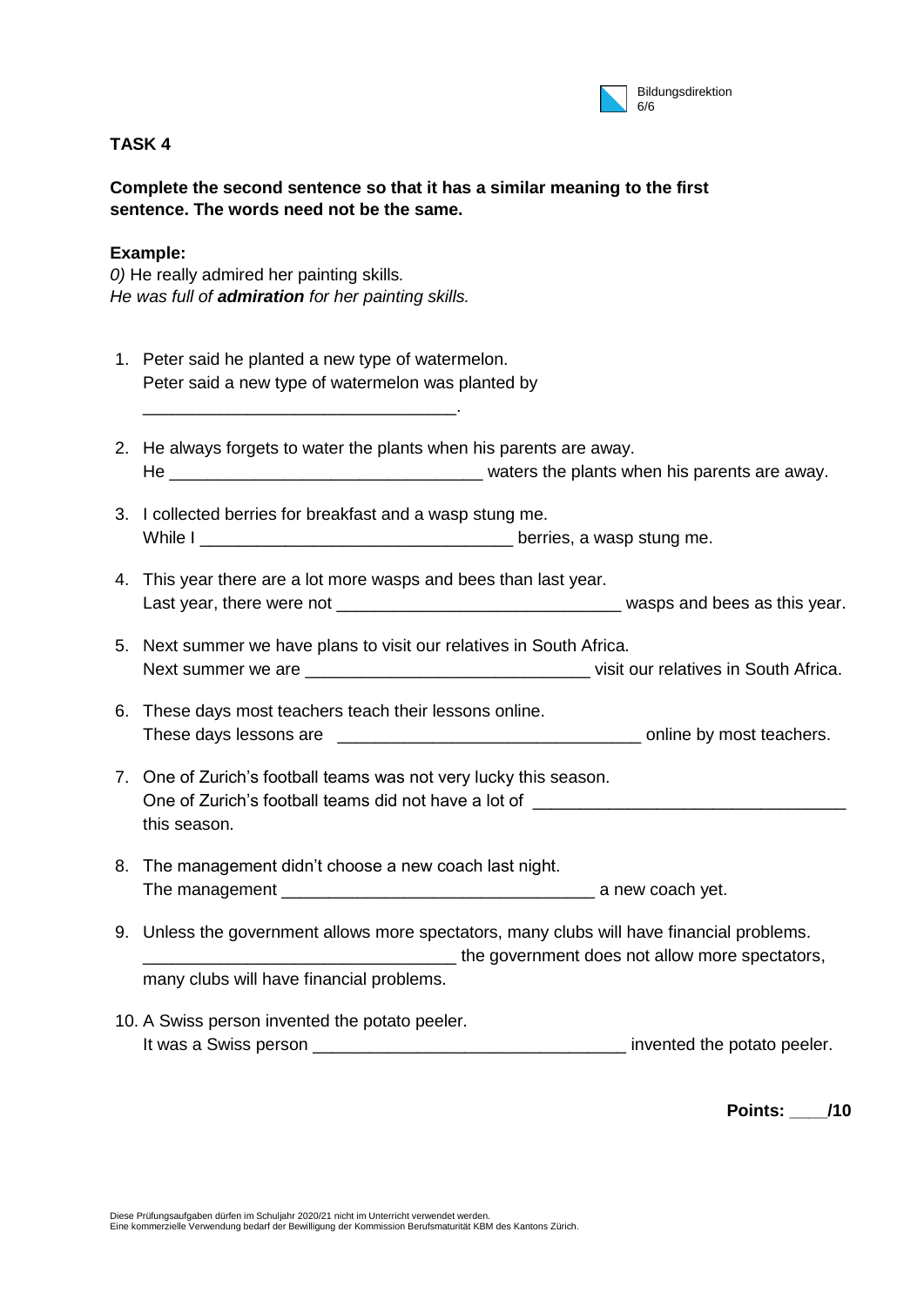## TASK 4

**Complete the second sentence so that it has a similar meaning to the first sentence. The words need not be the same.**

**Example:**

*0)* He really admired her painting skills.
*He was full of **admiration** for her painting skills.*

1. Peter said he planted a new type of watermelon.
   Peter said a new type of watermelon was planted by
   _________________________________.

2. He always forgets to water the plants when his parents are away.
   He _________________________________ waters the plants when his parents are away.

3. I collected berries for breakfast and a wasp stung me.
   While I _________________________________ berries, a wasp stung me.

4. This year there are a lot more wasps and bees than last year.
   Last year, there were not ______________________________ wasps and bees as this year.

5. Next summer we have plans to visit our relatives in South Africa.
   Next summer we are ______________________________ visit our relatives in South Africa.

6. These days most teachers teach their lessons online.
   These days lessons are ________________________________ online by most teachers.

7. One of Zurich's football teams was not very lucky this season.
   One of Zurich's football teams did not have a lot of _________________________________ this season.

8. The management didn't choose a new coach last night.
   The management _________________________________ a new coach yet.

9. Unless the government allows more spectators, many clubs will have financial problems.
   _________________________________ the government does not allow more spectators, many clubs will have financial problems.

10. A Swiss person invented the potato peeler.
    It was a Swiss person _________________________________ invented the potato peeler.

**Points: ____/10**

Diese Prüfungsaufgaben dürfen im Schuljahr 2020/21 nicht im Unterricht verwendet werden.
Eine kommerzielle Verwendung bedarf der Bewilligung der Kommission Berufsmaturität KBM des Kantons Zürich.